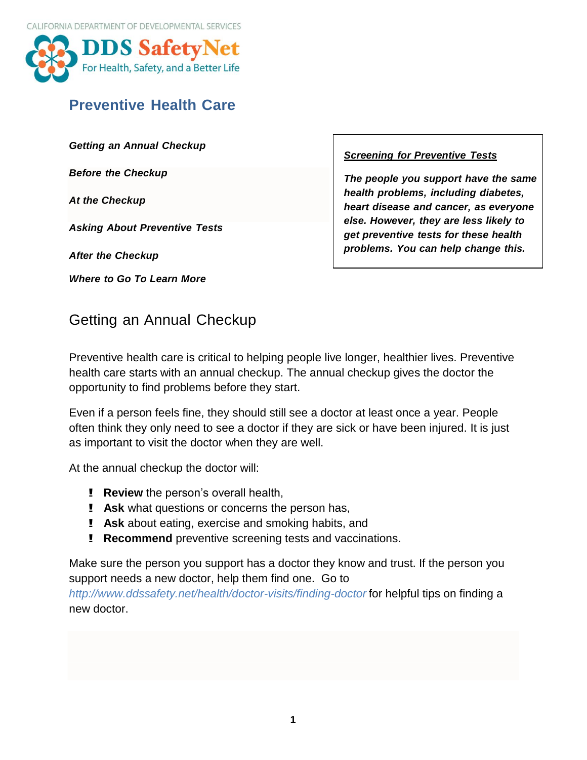CALIFORNIA DEPARTMENT OF DEVELOPMENTAL SERVICES

**DDS SafetyNet**
For Health, Safety, and a Better Life

# Preventive Health Care

***Getting an Annual Checkup***

***Before the Checkup***

***At the Checkup***

***Asking About Preventive Tests***

***After the Checkup***

***Where to Go To Learn More***

> ***Screening for Preventive Tests***
>
> ***The people you support have the same health problems, including diabetes, heart disease and cancer, as everyone else. However, they are less likely to get preventive tests for these health problems. You can help change this.***

## Getting an Annual Checkup

Preventive health care is critical to helping people live longer, healthier lives. Preventive health care starts with an annual checkup. The annual checkup gives the doctor the opportunity to find problems before they start.

Even if a person feels fine, they should still see a doctor at least once a year. People often think they only need to see a doctor if they are sick or have been injured. It is just as important to visit the doctor when they are well.

At the annual checkup the doctor will:

- **Review** the person's overall health,
- **Ask** what questions or concerns the person has,
- **Ask** about eating, exercise and smoking habits, and
- **Recommend** preventive screening tests and vaccinations.

Make sure the person you support has a doctor they know and trust. If the person you support needs a new doctor, help them find one. Go to *http://www.ddssafety.net/health/doctor-visits/finding-doctor* for helpful tips on finding a new doctor.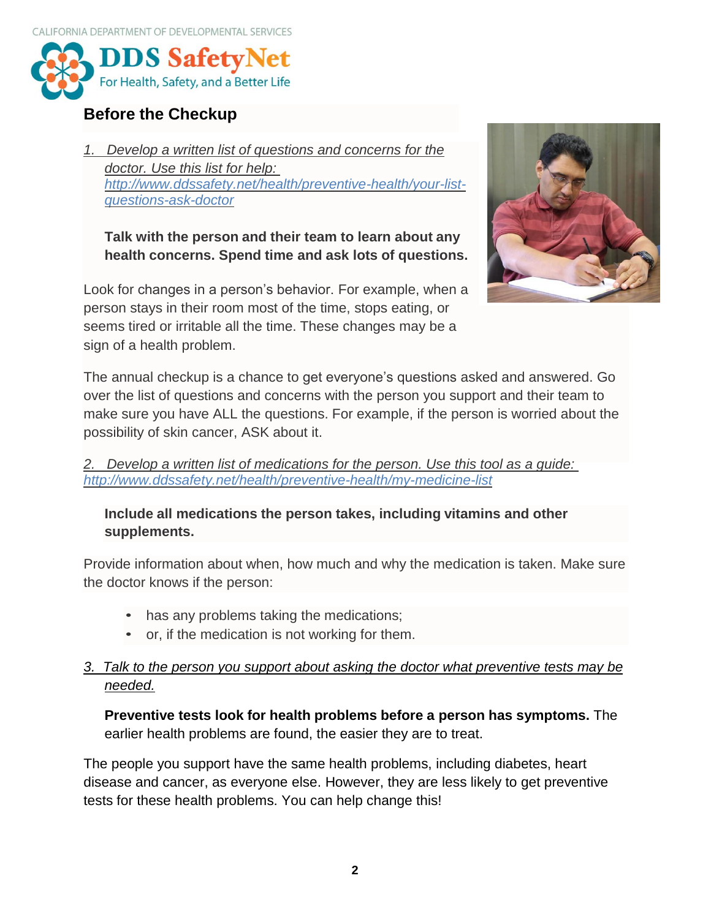## Before the Checkup

1. *Develop a written list of questions and concerns for the doctor. Use this list for help:* *http://www.ddssafety.net/health/preventive-health/your-list-questions-ask-doctor*

   **Talk with the person and their team to learn about any health concerns. Spend time and ask lots of questions.**

Look for changes in a person's behavior. For example, when a person stays in their room most of the time, stops eating, or seems tired or irritable all the time. These changes may be a sign of a health problem.

The annual checkup is a chance to get everyone's questions asked and answered. Go over the list of questions and concerns with the person you support and their team to make sure you have ALL the questions. For example, if the person is worried about the possibility of skin cancer, ASK about it.

2. *Develop a written list of medications for the person. Use this tool as a guide:* *http://www.ddssafety.net/health/preventive-health/my-medicine-list*

   **Include all medications the person takes, including vitamins and other supplements.**

Provide information about when, how much and why the medication is taken. Make sure the doctor knows if the person:

- has any problems taking the medications;
- or, if the medication is not working for them.

3. *Talk to the person you support about asking the doctor what preventive tests may be needed.*

   **Preventive tests look for health problems before a person has symptoms.** The earlier health problems are found, the easier they are to treat.

The people you support have the same health problems, including diabetes, heart disease and cancer, as everyone else. However, they are less likely to get preventive tests for these health problems. You can help change this!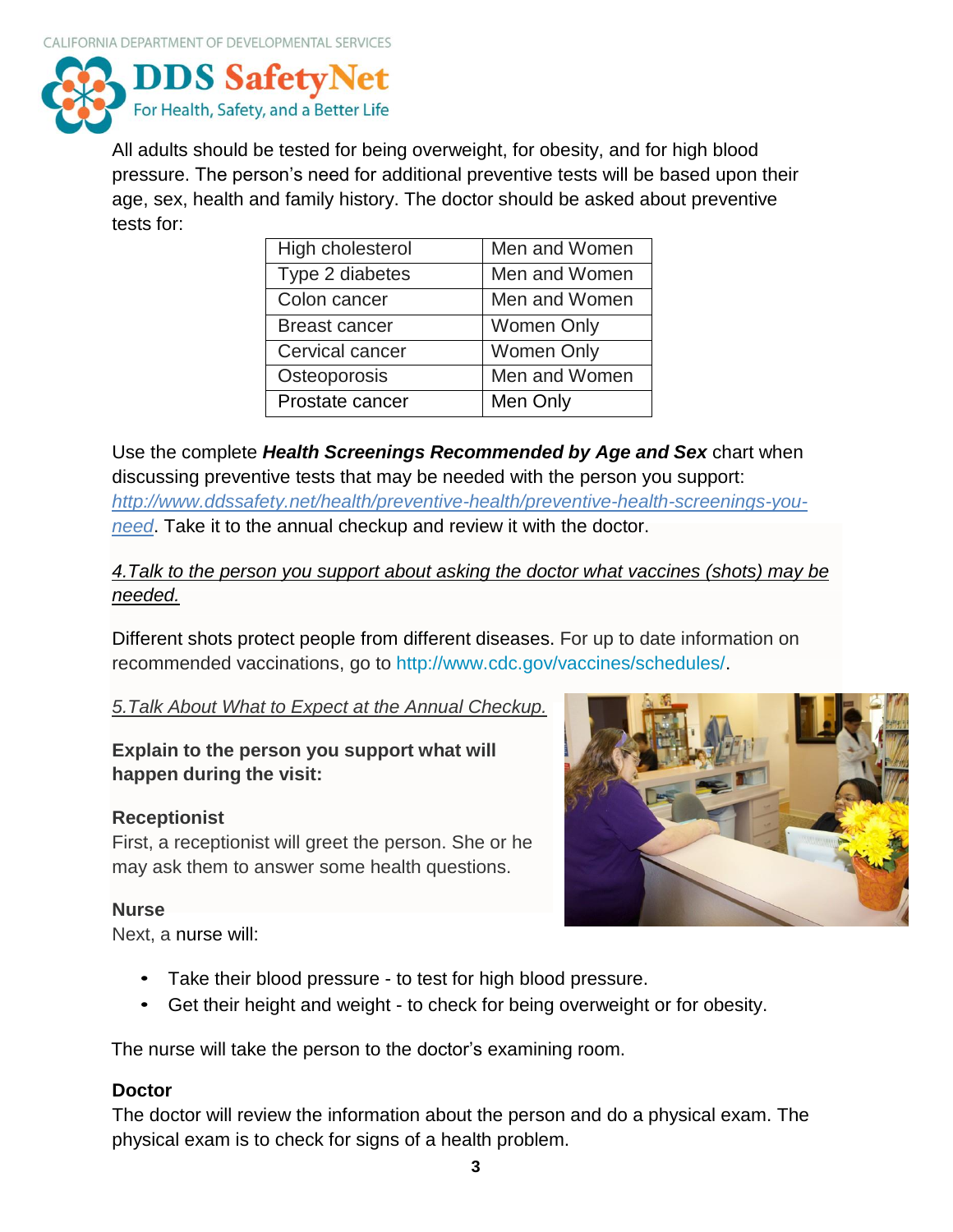All adults should be tested for being overweight, for obesity, and for high blood pressure. The person's need for additional preventive tests will be based upon their age, sex, health and family history. The doctor should be asked about preventive tests for:

| High cholesterol | Men and Women |
| --- | --- |
| Type 2 diabetes | Men and Women |
| Colon cancer | Men and Women |
| Breast cancer | Women Only |
| Cervical cancer | Women Only |
| Osteoporosis | Men and Women |
| Prostate cancer | Men Only |

Use the complete ***Health Screenings Recommended by Age and Sex*** chart when discussing preventive tests that may be needed with the person you support: [http://www.ddssafety.net/health/preventive-health/preventive-health-screenings-you-need](http://www.ddssafety.net/health/preventive-health/preventive-health-screenings-you-need). Take it to the annual checkup and review it with the doctor.

*4.Talk to the person you support about asking the doctor what vaccines (shots) may be needed.*

Different shots protect people from different diseases. For up to date information on recommended vaccinations, go to http://www.cdc.gov/vaccines/schedules/.

*5.Talk About What to Expect at the Annual Checkup.*

**Explain to the person you support what will happen during the visit:**

**Receptionist**

First, a receptionist will greet the person. She or he may ask them to answer some health questions.

**Nurse**

Next, a nurse will:

- Take their blood pressure - to test for high blood pressure.
- Get their height and weight - to check for being overweight or for obesity.

The nurse will take the person to the doctor's examining room.

**Doctor**

The doctor will review the information about the person and do a physical exam. The physical exam is to check for signs of a health problem.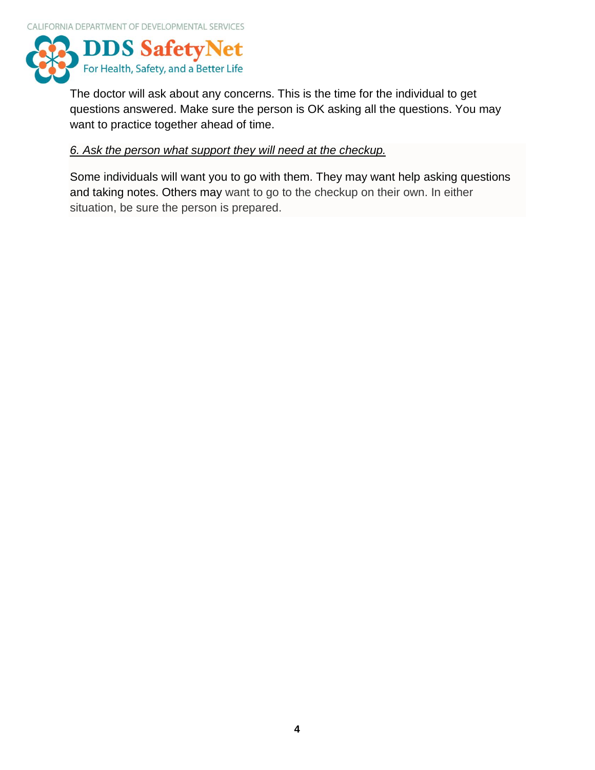The doctor will ask about any concerns. This is the time for the individual to get questions answered. Make sure the person is OK asking all the questions. You may want to practice together ahead of time.

*6. Ask the person what support they will need at the checkup.*

Some individuals will want you to go with them. They may want help asking questions and taking notes. Others may want to go to the checkup on their own. In either situation, be sure the person is prepared.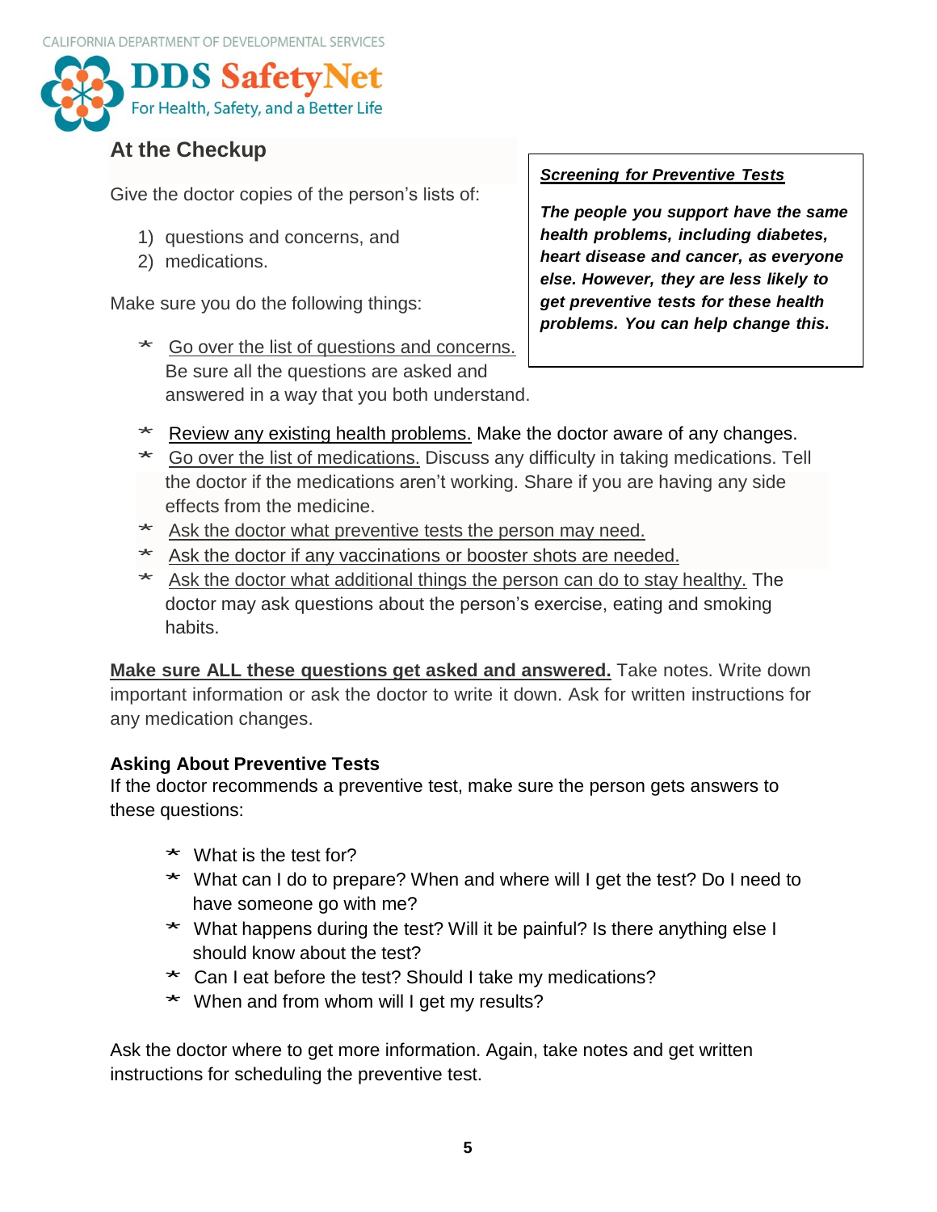## At the Checkup

Give the doctor copies of the person's lists of:

1) questions and concerns, and
2) medications.

Make sure you do the following things:

- Go over the list of questions and concerns. Be sure all the questions are asked and answered in a way that you both understand.
- Review any existing health problems. Make the doctor aware of any changes.
- Go over the list of medications. Discuss any difficulty in taking medications. Tell the doctor if the medications aren't working. Share if you are having any side effects from the medicine.
- Ask the doctor what preventive tests the person may need.
- Ask the doctor if any vaccinations or booster shots are needed.
- Ask the doctor what additional things the person can do to stay healthy. The doctor may ask questions about the person's exercise, eating and smoking habits.

> ***Screening for Preventive Tests***
>
> ***The people you support have the same health problems, including diabetes, heart disease and cancer, as everyone else. However, they are less likely to get preventive tests for these health problems. You can help change this.***

**Make sure ALL these questions get asked and answered.** Take notes. Write down important information or ask the doctor to write it down. Ask for written instructions for any medication changes.

### Asking About Preventive Tests

If the doctor recommends a preventive test, make sure the person gets answers to these questions:

- What is the test for?
- What can I do to prepare? When and where will I get the test? Do I need to have someone go with me?
- What happens during the test? Will it be painful? Is there anything else I should know about the test?
- Can I eat before the test? Should I take my medications?
- When and from whom will I get my results?

Ask the doctor where to get more information. Again, take notes and get written instructions for scheduling the preventive test.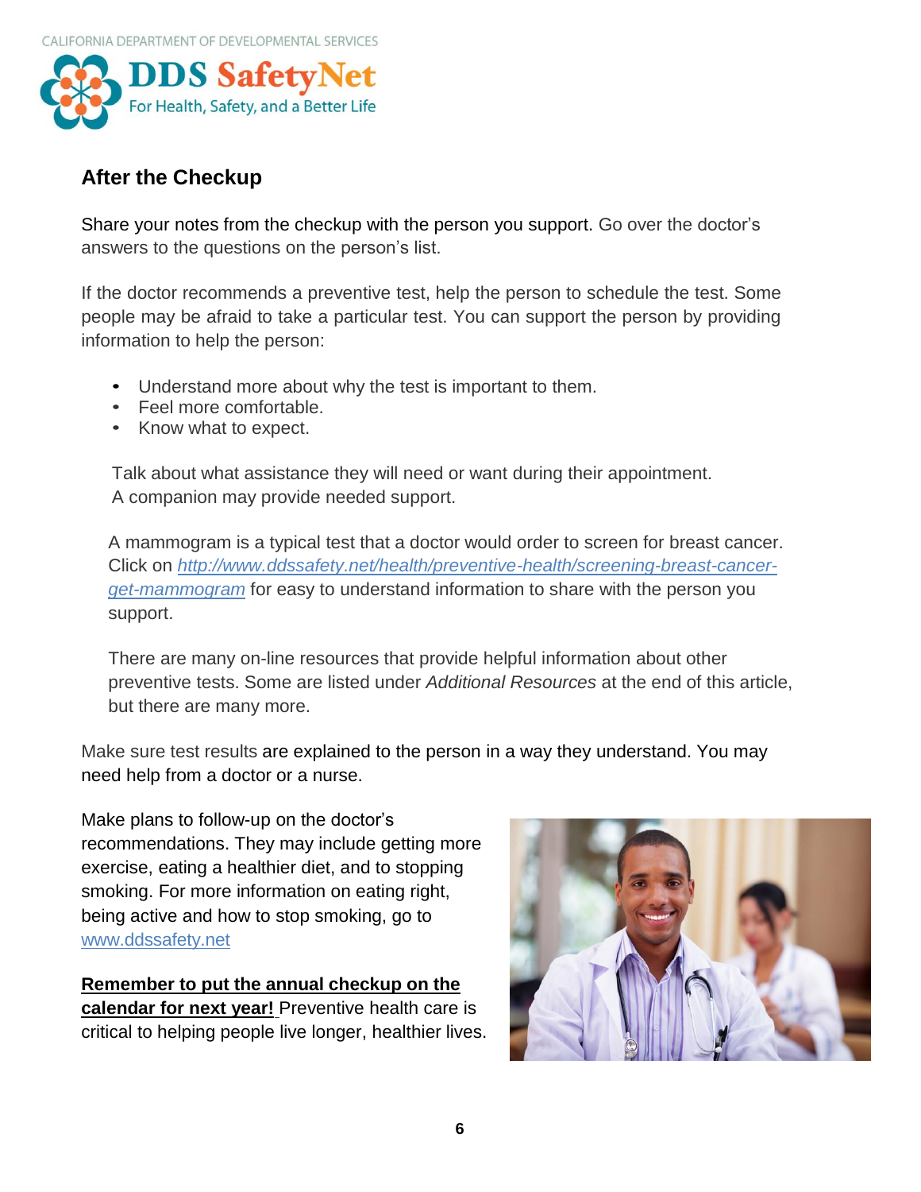## After the Checkup

Share your notes from the checkup with the person you support. Go over the doctor's answers to the questions on the person's list.

If the doctor recommends a preventive test, help the person to schedule the test. Some people may be afraid to take a particular test. You can support the person by providing information to help the person:

- Understand more about why the test is important to them.
- Feel more comfortable.
- Know what to expect.

Talk about what assistance they will need or want during their appointment. A companion may provide needed support.

A mammogram is a typical test that a doctor would order to screen for breast cancer. Click on [http://www.ddssafety.net/health/preventive-health/screening-breast-cancer-get-mammogram](http://www.ddssafety.net/health/preventive-health/screening-breast-cancer-get-mammogram) for easy to understand information to share with the person you support.

There are many on-line resources that provide helpful information about other preventive tests. Some are listed under *Additional Resources* at the end of this article, but there are many more.

Make sure test results are explained to the person in a way they understand. You may need help from a doctor or a nurse.

Make plans to follow-up on the doctor's recommendations. They may include getting more exercise, eating a healthier diet, and to stopping smoking. For more information on eating right, being active and how to stop smoking, go to [www.ddssafety.net](http://www.ddssafety.net)

**Remember to put the annual checkup on the calendar for next year!** Preventive health care is critical to helping people live longer, healthier lives.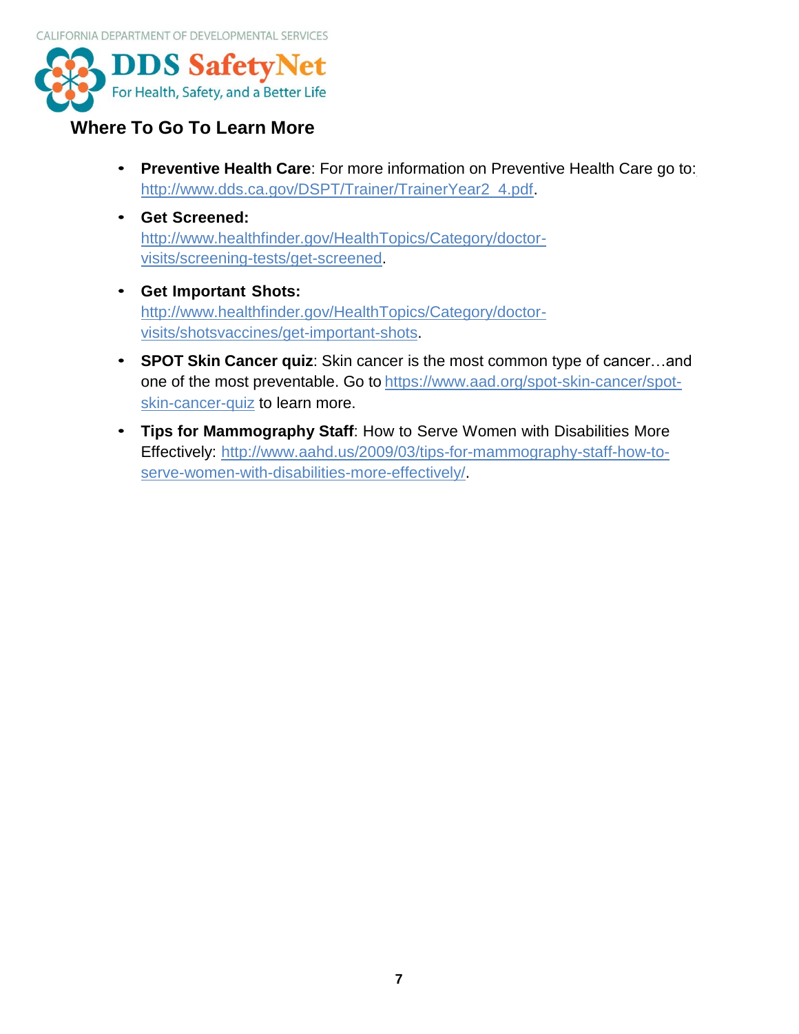## Where To Go To Learn More

- **Preventive Health Care**: For more information on Preventive Health Care go to: http://www.dds.ca.gov/DSPT/Trainer/TrainerYear2_4.pdf.
- **Get Screened:** http://www.healthfinder.gov/HealthTopics/Category/doctor-visits/screening-tests/get-screened.
- **Get Important Shots:** http://www.healthfinder.gov/HealthTopics/Category/doctor-visits/shotsvaccines/get-important-shots.
- **SPOT Skin Cancer quiz**: Skin cancer is the most common type of cancer…and one of the most preventable. Go to https://www.aad.org/spot-skin-cancer/spot-skin-cancer-quiz to learn more.
- **Tips for Mammography Staff**: How to Serve Women with Disabilities More Effectively: http://www.aahd.us/2009/03/tips-for-mammography-staff-how-to-serve-women-with-disabilities-more-effectively/.